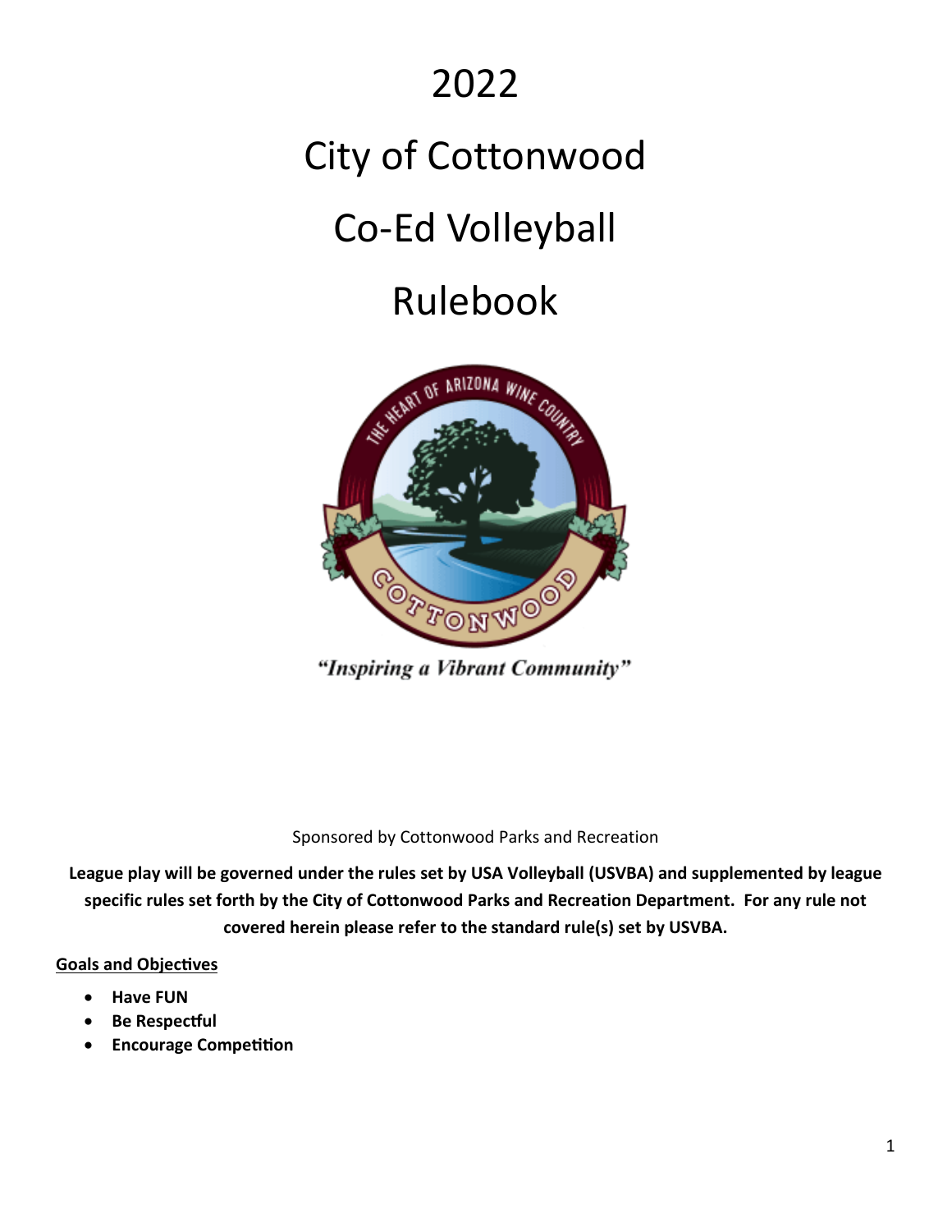# 2022

# City of Cottonwood

# Co-Ed Volleyball

# Rulebook

*"Inspiring a Vibrant Community"*

Sponsored by Cottonwood Parks and Recreation

**League play will be governed under the rules set by USA Volleyball (USVBA) and supplemented by league specific rules set forth by the City of Cottonwood Parks and Recreation Department. For any rule not covered herein please refer to the standard rule(s) set by USVBA.**

## Goals and Objectives

- **Have FUN**
- **Be Respectful**
- **Encourage Competition**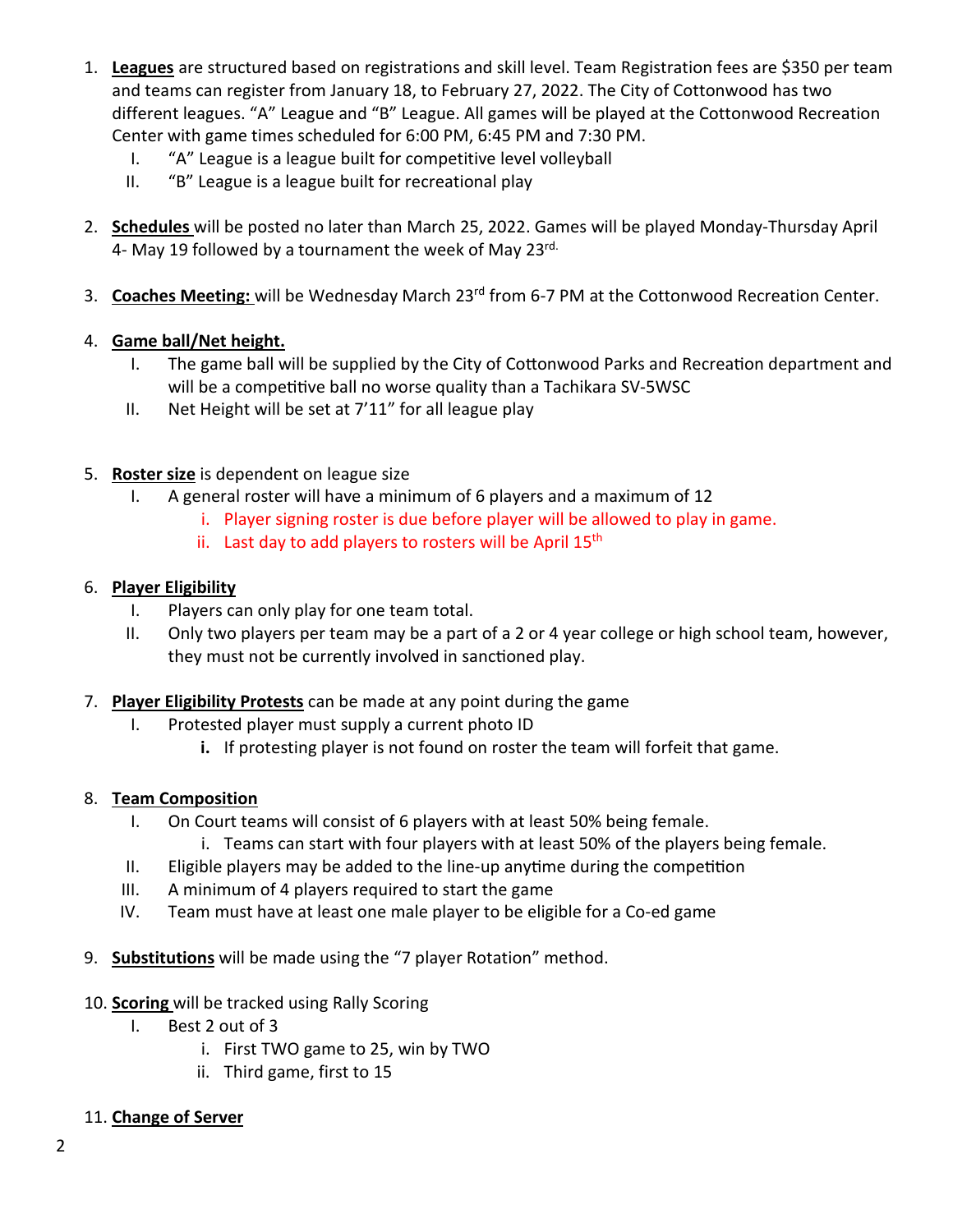1. **Leagues** are structured based on registrations and skill level. Team Registration fees are $350 per team and teams can register from January 18, to February 27, 2022. The City of Cottonwood has two different leagues. "A" League and "B" League. All games will be played at the Cottonwood Recreation Center with game times scheduled for 6:00 PM, 6:45 PM and 7:30 PM.
   I. "A" League is a league built for competitive level volleyball
   II. "B" League is a league built for recreational play

2. **Schedules** will be posted no later than March 25, 2022. Games will be played Monday-Thursday April 4- May 19 followed by a tournament the week of May 23rd.

3. **Coaches Meeting:** will be Wednesday March 23rd from 6-7 PM at the Cottonwood Recreation Center.

4. **Game ball/Net height.**
   I. The game ball will be supplied by the City of Cottonwood Parks and Recreation department and will be a competitive ball no worse quality than a Tachikara SV-5WSC
   II. Net Height will be set at 7'11" for all league play

5. **Roster size** is dependent on league size
   I. A general roster will have a minimum of 6 players and a maximum of 12
      i. Player signing roster is due before player will be allowed to play in game.
      ii. Last day to add players to rosters will be April 15th

6. **Player Eligibility**
   I. Players can only play for one team total.
   II. Only two players per team may be a part of a 2 or 4 year college or high school team, however, they must not be currently involved in sanctioned play.

7. **Player Eligibility Protests** can be made at any point during the game
   I. Protested player must supply a current photo ID
      **i.** If protesting player is not found on roster the team will forfeit that game.

8. **Team Composition**
   I. On Court teams will consist of 6 players with at least 50% being female.
      i. Teams can start with four players with at least 50% of the players being female.
   II. Eligible players may be added to the line-up anytime during the competition
   III. A minimum of 4 players required to start the game
   IV. Team must have at least one male player to be eligible for a Co-ed game

9. **Substitutions** will be made using the "7 player Rotation" method.

10. **Scoring** will be tracked using Rally Scoring
    I. Best 2 out of 3
       i. First TWO game to 25, win by TWO
       ii. Third game, first to 15

11. **Change of Server**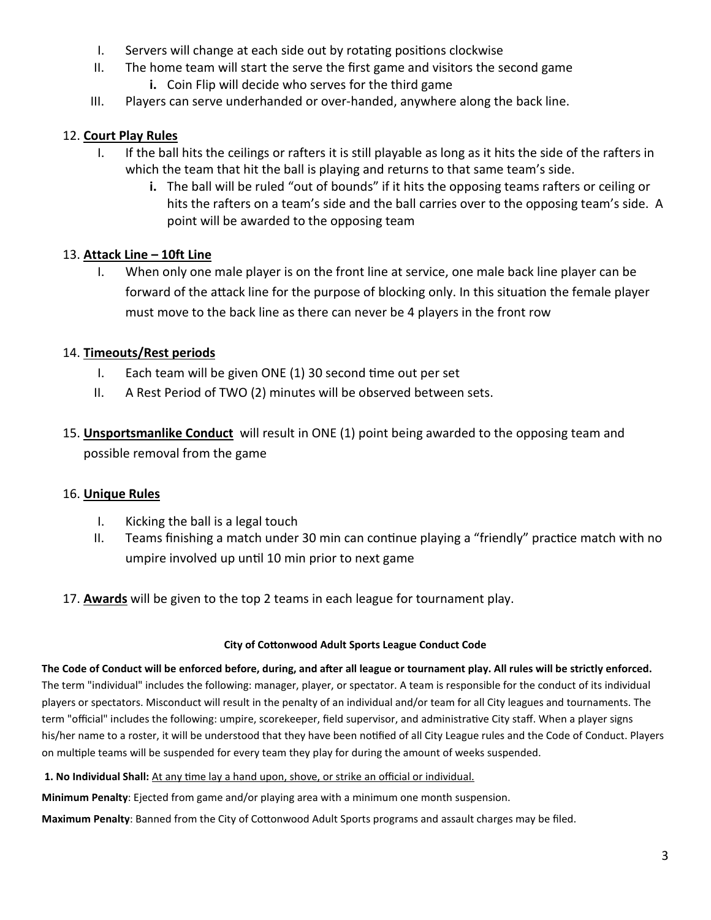I. Servers will change at each side out by rotating positions clockwise
II. The home team will start the serve the first game and visitors the second game
   i. Coin Flip will decide who serves for the third game
III. Players can serve underhanded or over-handed, anywhere along the back line.

12. **Court Play Rules**
   I. If the ball hits the ceilings or rafters it is still playable as long as it hits the side of the rafters in which the team that hit the ball is playing and returns to that same team's side.
      i. The ball will be ruled "out of bounds" if it hits the opposing teams rafters or ceiling or hits the rafters on a team's side and the ball carries over to the opposing team's side. A point will be awarded to the opposing team

13. **Attack Line – 10ft Line**
   I. When only one male player is on the front line at service, one male back line player can be forward of the attack line for the purpose of blocking only. In this situation the female player must move to the back line as there can never be 4 players in the front row

14. **Timeouts/Rest periods**
   I. Each team will be given ONE (1) 30 second time out per set
   II. A Rest Period of TWO (2) minutes will be observed between sets.

15. **Unsportsmanlike Conduct** will result in ONE (1) point being awarded to the opposing team and possible removal from the game

16. **Unique Rules**
   I. Kicking the ball is a legal touch
   II. Teams finishing a match under 30 min can continue playing a "friendly" practice match with no umpire involved up until 10 min prior to next game

17. **Awards** will be given to the top 2 teams in each league for tournament play.

#### City of Cottonwood Adult Sports League Conduct Code

**The Code of Conduct will be enforced before, during, and after all league or tournament play. All rules will be strictly enforced.** The term "individual" includes the following: manager, player, or spectator. A team is responsible for the conduct of its individual players or spectators. Misconduct will result in the penalty of an individual and/or team for all City leagues and tournaments. The term "official" includes the following: umpire, scorekeeper, field supervisor, and administrative City staff. When a player signs his/her name to a roster, it will be understood that they have been notified of all City League rules and the Code of Conduct. Players on multiple teams will be suspended for every team they play for during the amount of weeks suspended.

**1. No Individual Shall:** At any time lay a hand upon, shove, or strike an official or individual.

**Minimum Penalty**: Ejected from game and/or playing area with a minimum one month suspension.

**Maximum Penalty**: Banned from the City of Cottonwood Adult Sports programs and assault charges may be filed.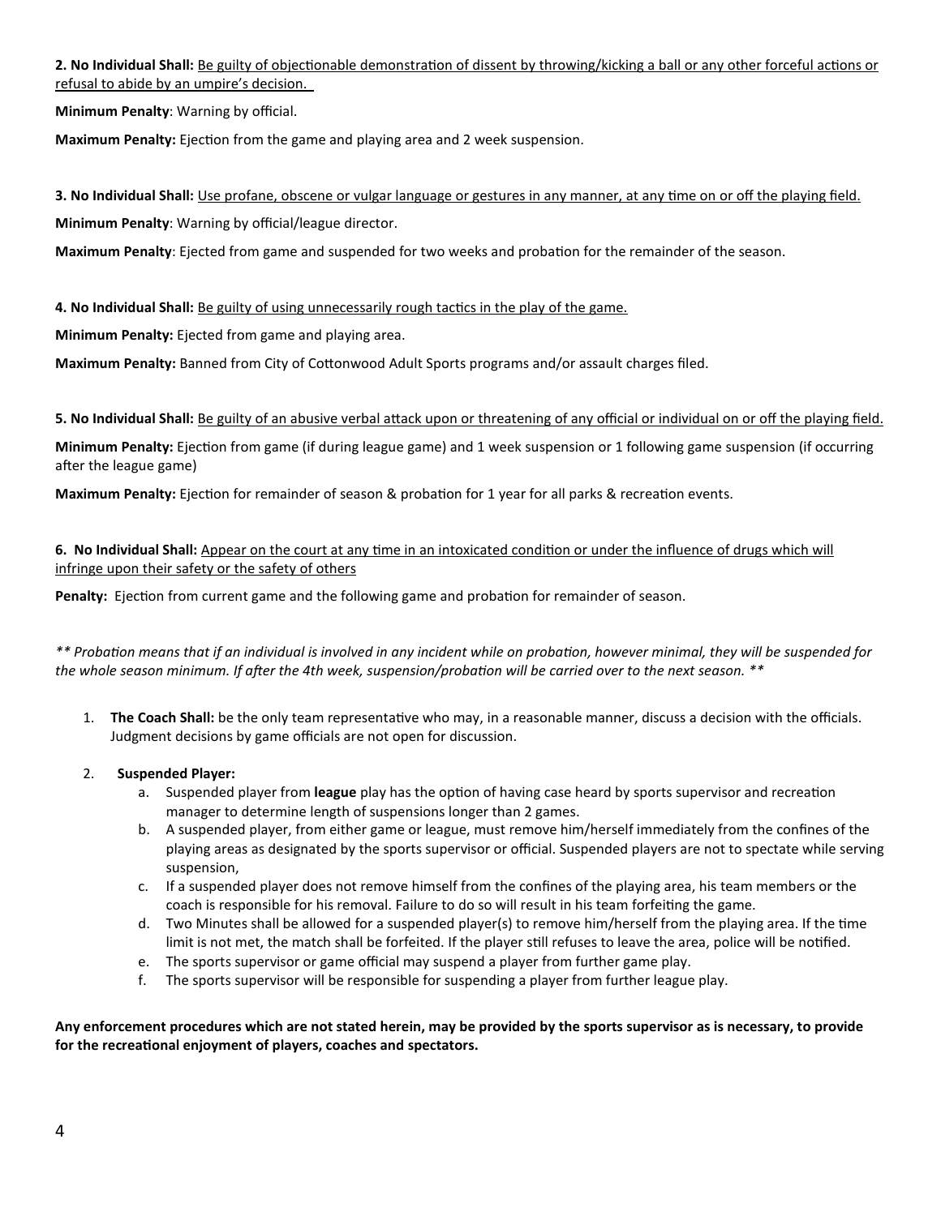**2. No Individual Shall:** Be guilty of objectionable demonstration of dissent by throwing/kicking a ball or any other forceful actions or refusal to abide by an umpire's decision.

**Minimum Penalty**: Warning by official.

**Maximum Penalty:** Ejection from the game and playing area and 2 week suspension.

**3. No Individual Shall:** Use profane, obscene or vulgar language or gestures in any manner, at any time on or off the playing field.

**Minimum Penalty**: Warning by official/league director.

**Maximum Penalty**: Ejected from game and suspended for two weeks and probation for the remainder of the season.

**4. No Individual Shall:** Be guilty of using unnecessarily rough tactics in the play of the game.

**Minimum Penalty:** Ejected from game and playing area.

**Maximum Penalty:** Banned from City of Cottonwood Adult Sports programs and/or assault charges filed.

**5. No Individual Shall:** Be guilty of an abusive verbal attack upon or threatening of any official or individual on or off the playing field.

**Minimum Penalty:** Ejection from game (if during league game) and 1 week suspension or 1 following game suspension (if occurring after the league game)

**Maximum Penalty:** Ejection for remainder of season & probation for 1 year for all parks & recreation events.

**6. No Individual Shall:** Appear on the court at any time in an intoxicated condition or under the influence of drugs which will infringe upon their safety or the safety of others

**Penalty:** Ejection from current game and the following game and probation for remainder of season.

*\*\* Probation means that if an individual is involved in any incident while on probation, however minimal, they will be suspended for the whole season minimum. If after the 4th week, suspension/probation will be carried over to the next season. \*\**

1. **The Coach Shall:** be the only team representative who may, in a reasonable manner, discuss a decision with the officials. Judgment decisions by game officials are not open for discussion.
2. **Suspended Player:**
   a. Suspended player from **league** play has the option of having case heard by sports supervisor and recreation manager to determine length of suspensions longer than 2 games.
   b. A suspended player, from either game or league, must remove him/herself immediately from the confines of the playing areas as designated by the sports supervisor or official. Suspended players are not to spectate while serving suspension,
   c. If a suspended player does not remove himself from the confines of the playing area, his team members or the coach is responsible for his removal. Failure to do so will result in his team forfeiting the game.
   d. Two Minutes shall be allowed for a suspended player(s) to remove him/herself from the playing area. If the time limit is not met, the match shall be forfeited. If the player still refuses to leave the area, police will be notified.
   e. The sports supervisor or game official may suspend a player from further game play.
   f. The sports supervisor will be responsible for suspending a player from further league play.

**Any enforcement procedures which are not stated herein, may be provided by the sports supervisor as is necessary, to provide for the recreational enjoyment of players, coaches and spectators.**